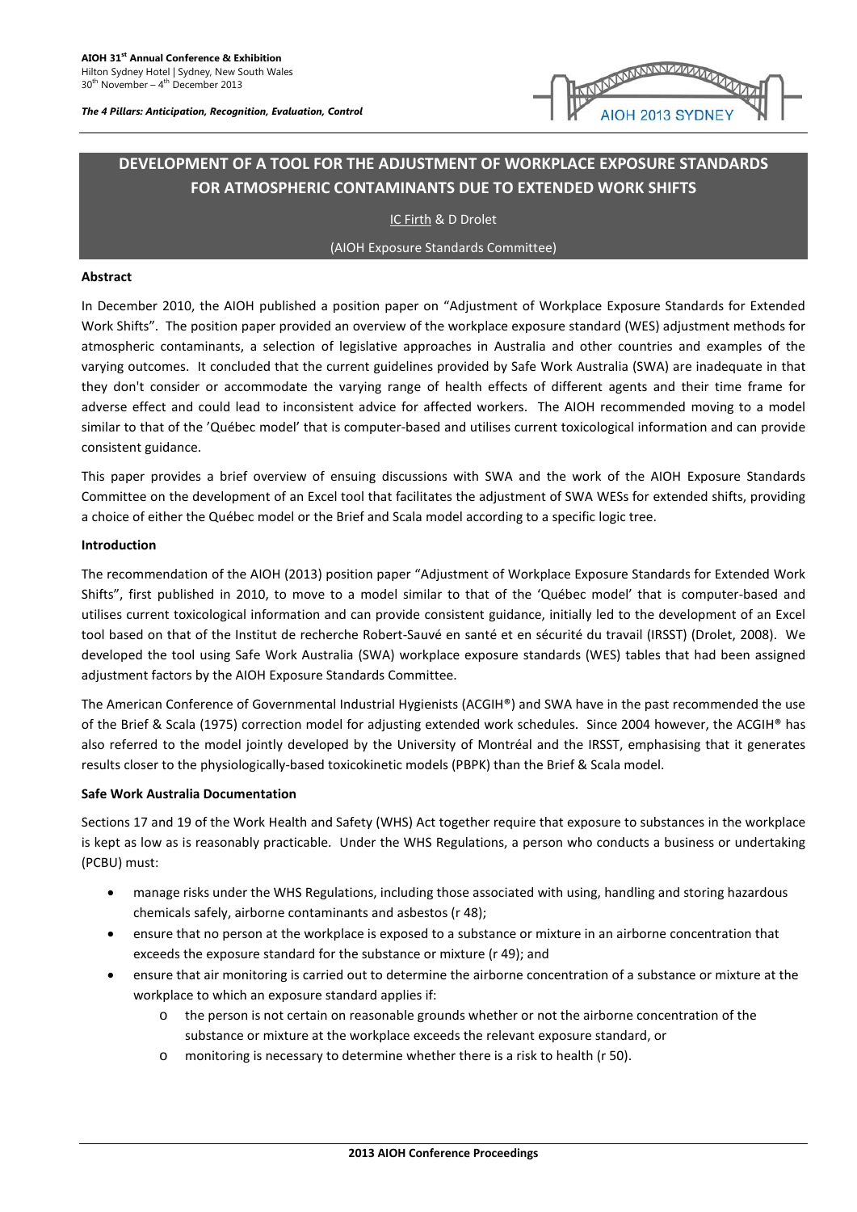# DEVELOPMENT OF A TOOL FOR THE ADJUSTMENT OF WORKPLACE EXPOSURE STANDARDS FOR ATMOSPHERIC CONTAMINANTS DUE TO EXTENDED WORK SHIFTS

IC Firth & D Drolet

(AIOH Exposure Standards Committee)

**Abstract**

In December 2010, the AIOH published a position paper on "Adjustment of Workplace Exposure Standards for Extended Work Shifts". The position paper provided an overview of the workplace exposure standard (WES) adjustment methods for atmospheric contaminants, a selection of legislative approaches in Australia and other countries and examples of the varying outcomes. It concluded that the current guidelines provided by Safe Work Australia (SWA) are inadequate in that they don't consider or accommodate the varying range of health effects of different agents and their time frame for adverse effect and could lead to inconsistent advice for affected workers. The AIOH recommended moving to a model similar to that of the 'Québec model' that is computer-based and utilises current toxicological information and can provide consistent guidance.

This paper provides a brief overview of ensuing discussions with SWA and the work of the AIOH Exposure Standards Committee on the development of an Excel tool that facilitates the adjustment of SWA WESs for extended shifts, providing a choice of either the Québec model or the Brief and Scala model according to a specific logic tree.

**Introduction**

The recommendation of the AIOH (2013) position paper "Adjustment of Workplace Exposure Standards for Extended Work Shifts", first published in 2010, to move to a model similar to that of the 'Québec model' that is computer-based and utilises current toxicological information and can provide consistent guidance, initially led to the development of an Excel tool based on that of the Institut de recherche Robert-Sauvé en santé et en sécurité du travail (IRSST) (Drolet, 2008). We developed the tool using Safe Work Australia (SWA) workplace exposure standards (WES) tables that had been assigned adjustment factors by the AIOH Exposure Standards Committee.

The American Conference of Governmental Industrial Hygienists (ACGIH®) and SWA have in the past recommended the use of the Brief & Scala (1975) correction model for adjusting extended work schedules. Since 2004 however, the ACGIH® has also referred to the model jointly developed by the University of Montréal and the IRSST, emphasising that it generates results closer to the physiologically-based toxicokinetic models (PBPK) than the Brief & Scala model.

**Safe Work Australia Documentation**

Sections 17 and 19 of the Work Health and Safety (WHS) Act together require that exposure to substances in the workplace is kept as low as is reasonably practicable. Under the WHS Regulations, a person who conducts a business or undertaking (PCBU) must:

- manage risks under the WHS Regulations, including those associated with using, handling and storing hazardous chemicals safely, airborne contaminants and asbestos (r 48);
- ensure that no person at the workplace is exposed to a substance or mixture in an airborne concentration that exceeds the exposure standard for the substance or mixture (r 49); and
- ensure that air monitoring is carried out to determine the airborne concentration of a substance or mixture at the workplace to which an exposure standard applies if:
  - o the person is not certain on reasonable grounds whether or not the airborne concentration of the substance or mixture at the workplace exceeds the relevant exposure standard, or
  - o monitoring is necessary to determine whether there is a risk to health (r 50).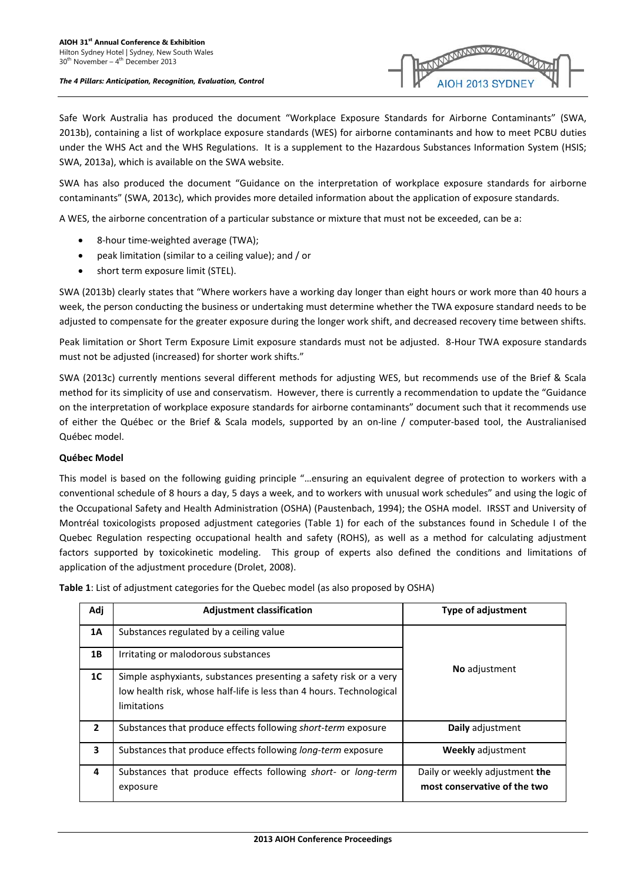Safe Work Australia has produced the document "Workplace Exposure Standards for Airborne Contaminants" (SWA, 2013b), containing a list of workplace exposure standards (WES) for airborne contaminants and how to meet PCBU duties under the WHS Act and the WHS Regulations. It is a supplement to the Hazardous Substances Information System (HSIS; SWA, 2013a), which is available on the SWA website.

SWA has also produced the document "Guidance on the interpretation of workplace exposure standards for airborne contaminants" (SWA, 2013c), which provides more detailed information about the application of exposure standards.

A WES, the airborne concentration of a particular substance or mixture that must not be exceeded, can be a:

- 8-hour time-weighted average (TWA);
- peak limitation (similar to a ceiling value); and / or
- short term exposure limit (STEL).

SWA (2013b) clearly states that "Where workers have a working day longer than eight hours or work more than 40 hours a week, the person conducting the business or undertaking must determine whether the TWA exposure standard needs to be adjusted to compensate for the greater exposure during the longer work shift, and decreased recovery time between shifts.

Peak limitation or Short Term Exposure Limit exposure standards must not be adjusted. 8-Hour TWA exposure standards must not be adjusted (increased) for shorter work shifts."

SWA (2013c) currently mentions several different methods for adjusting WES, but recommends use of the Brief & Scala method for its simplicity of use and conservatism. However, there is currently a recommendation to update the "Guidance on the interpretation of workplace exposure standards for airborne contaminants" document such that it recommends use of either the Québec or the Brief & Scala models, supported by an on-line / computer-based tool, the Australianised Québec model.

**Québec Model**

This model is based on the following guiding principle "…ensuring an equivalent degree of protection to workers with a conventional schedule of 8 hours a day, 5 days a week, and to workers with unusual work schedules" and using the logic of the Occupational Safety and Health Administration (OSHA) (Paustenbach, 1994); the OSHA model. IRSST and University of Montréal toxicologists proposed adjustment categories (Table 1) for each of the substances found in Schedule I of the Quebec Regulation respecting occupational health and safety (ROHS), as well as a method for calculating adjustment factors supported by toxicokinetic modeling. This group of experts also defined the conditions and limitations of application of the adjustment procedure (Drolet, 2008).

**Table 1**: List of adjustment categories for the Quebec model (as also proposed by OSHA)

| Adj | Adjustment classification | Type of adjustment |
|---|---|---|
| **1A** | Substances regulated by a ceiling value | **No** adjustment |
| **1B** | Irritating or malodorous substances | |
| **1C** | Simple asphyxiants, substances presenting a safety risk or a very low health risk, whose half-life is less than 4 hours. Technological limitations | |
| **2** | Substances that produce effects following *short-term* exposure | **Daily** adjustment |
| **3** | Substances that produce effects following *long-term* exposure | **Weekly** adjustment |
| **4** | Substances that produce effects following *short-* or *long-term* exposure | Daily or weekly adjustment **the most conservative of the two** |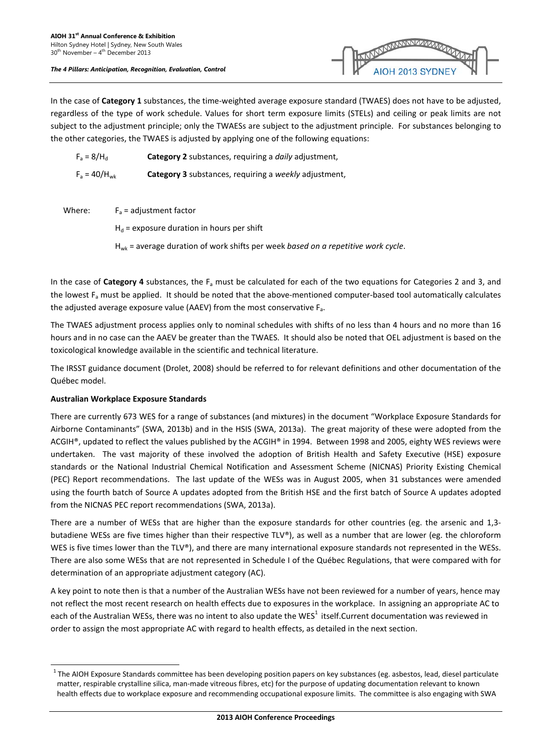In the case of **Category 1** substances, the time-weighted average exposure standard (TWAES) does not have to be adjusted, regardless of the type of work schedule. Values for short term exposure limits (STELs) and ceiling or peak limits are not subject to the adjustment principle; only the TWAESs are subject to the adjustment principle. For substances belonging to the other categories, the TWAES is adjusted by applying one of the following equations:

$F_a = 8/H_d$ **Category 2** substances, requiring a *daily* adjustment,

$F_a = 40/H_{wk}$ **Category 3** substances, requiring a *weekly* adjustment,

Where: $F_a$ = adjustment factor

$H_d$ = exposure duration in hours per shift

$H_{wk}$ = average duration of work shifts per week *based on a repetitive work cycle*.

In the case of **Category 4** substances, the $F_a$ must be calculated for each of the two equations for Categories 2 and 3, and the lowest $F_a$ must be applied. It should be noted that the above-mentioned computer-based tool automatically calculates the adjusted average exposure value (AAEV) from the most conservative $F_a$.

The TWAES adjustment process applies only to nominal schedules with shifts of no less than 4 hours and no more than 16 hours and in no case can the AAEV be greater than the TWAES. It should also be noted that OEL adjustment is based on the toxicological knowledge available in the scientific and technical literature.

The IRSST guidance document (Drolet, 2008) should be referred to for relevant definitions and other documentation of the Québec model.

**Australian Workplace Exposure Standards**

There are currently 673 WES for a range of substances (and mixtures) in the document "Workplace Exposure Standards for Airborne Contaminants" (SWA, 2013b) and in the HSIS (SWA, 2013a). The great majority of these were adopted from the ACGIH®, updated to reflect the values published by the ACGIH® in 1994. Between 1998 and 2005, eighty WES reviews were undertaken. The vast majority of these involved the adoption of British Health and Safety Executive (HSE) exposure standards or the National Industrial Chemical Notification and Assessment Scheme (NICNAS) Priority Existing Chemical (PEC) Report recommendations. The last update of the WESs was in August 2005, when 31 substances were amended using the fourth batch of Source A updates adopted from the British HSE and the first batch of Source A updates adopted from the NICNAS PEC report recommendations (SWA, 2013a).

There are a number of WESs that are higher than the exposure standards for other countries (eg. the arsenic and 1,3-butadiene WESs are five times higher than their respective TLV®), as well as a number that are lower (eg. the chloroform WES is five times lower than the TLV®), and there are many international exposure standards not represented in the WESs. There are also some WESs that are not represented in Schedule I of the Québec Regulations, that were compared with for determination of an appropriate adjustment category (AC).

A key point to note then is that a number of the Australian WESs have not been reviewed for a number of years, hence may not reflect the most recent research on health effects due to exposures in the workplace. In assigning an appropriate AC to each of the Australian WESs, there was no intent to also update the WES[1] itself.Current documentation was reviewed in order to assign the most appropriate AC with regard to health effects, as detailed in the next section.

[1] The AIOH Exposure Standards committee has been developing position papers on key substances (eg. asbestos, lead, diesel particulate matter, respirable crystalline silica, man-made vitreous fibres, etc) for the purpose of updating documentation relevant to known health effects due to workplace exposure and recommending occupational exposure limits. The committee is also engaging with SWA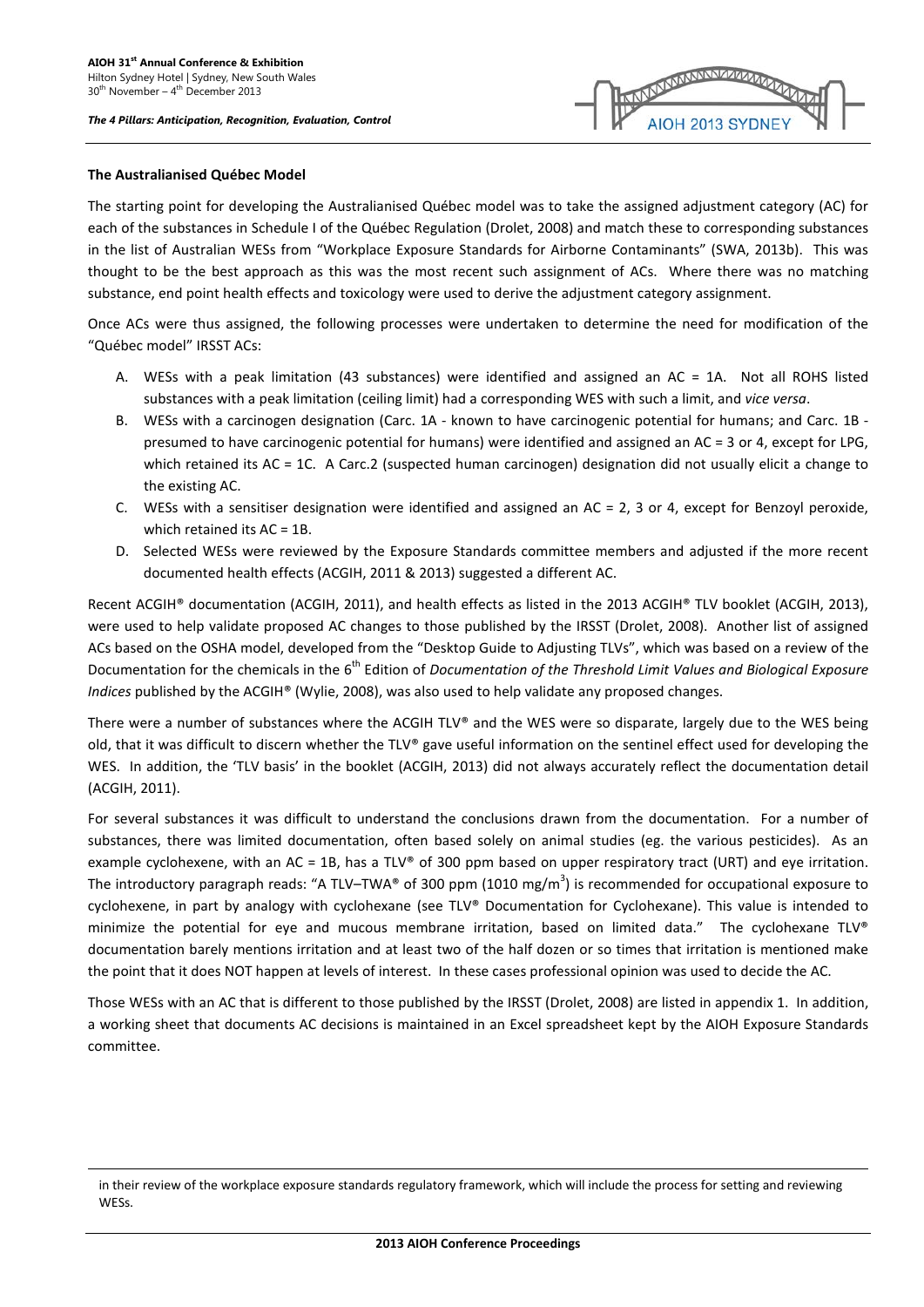**The Australianised Québec Model**

The starting point for developing the Australianised Québec model was to take the assigned adjustment category (AC) for each of the substances in Schedule I of the Québec Regulation (Drolet, 2008) and match these to corresponding substances in the list of Australian WESs from "Workplace Exposure Standards for Airborne Contaminants" (SWA, 2013b). This was thought to be the best approach as this was the most recent such assignment of ACs. Where there was no matching substance, end point health effects and toxicology were used to derive the adjustment category assignment.

Once ACs were thus assigned, the following processes were undertaken to determine the need for modification of the "Québec model" IRSST ACs:

A. WESs with a peak limitation (43 substances) were identified and assigned an AC = 1A. Not all ROHS listed substances with a peak limitation (ceiling limit) had a corresponding WES with such a limit, and *vice versa*.
B. WESs with a carcinogen designation (Carc. 1A - known to have carcinogenic potential for humans; and Carc. 1B - presumed to have carcinogenic potential for humans) were identified and assigned an AC = 3 or 4, except for LPG, which retained its AC = 1C. A Carc.2 (suspected human carcinogen) designation did not usually elicit a change to the existing AC.
C. WESs with a sensitiser designation were identified and assigned an AC = 2, 3 or 4, except for Benzoyl peroxide, which retained its AC = 1B.
D. Selected WESs were reviewed by the Exposure Standards committee members and adjusted if the more recent documented health effects (ACGIH, 2011 & 2013) suggested a different AC.

Recent ACGIH® documentation (ACGIH, 2011), and health effects as listed in the 2013 ACGIH® TLV booklet (ACGIH, 2013), were used to help validate proposed AC changes to those published by the IRSST (Drolet, 2008). Another list of assigned ACs based on the OSHA model, developed from the "Desktop Guide to Adjusting TLVs", which was based on a review of the Documentation for the chemicals in the 6th Edition of *Documentation of the Threshold Limit Values and Biological Exposure Indices* published by the ACGIH® (Wylie, 2008), was also used to help validate any proposed changes.

There were a number of substances where the ACGIH TLV® and the WES were so disparate, largely due to the WES being old, that it was difficult to discern whether the TLV® gave useful information on the sentinel effect used for developing the WES. In addition, the 'TLV basis' in the booklet (ACGIH, 2013) did not always accurately reflect the documentation detail (ACGIH, 2011).

For several substances it was difficult to understand the conclusions drawn from the documentation. For a number of substances, there was limited documentation, often based solely on animal studies (eg. the various pesticides). As an example cyclohexene, with an AC = 1B, has a TLV® of 300 ppm based on upper respiratory tract (URT) and eye irritation. The introductory paragraph reads: "A TLV–TWA® of 300 ppm (1010 mg/m$^3$) is recommended for occupational exposure to cyclohexene, in part by analogy with cyclohexane (see TLV® Documentation for Cyclohexane). This value is intended to minimize the potential for eye and mucous membrane irritation, based on limited data." The cyclohexane TLV® documentation barely mentions irritation and at least two of the half dozen or so times that irritation is mentioned make the point that it does NOT happen at levels of interest. In these cases professional opinion was used to decide the AC.

Those WESs with an AC that is different to those published by the IRSST (Drolet, 2008) are listed in appendix 1. In addition, a working sheet that documents AC decisions is maintained in an Excel spreadsheet kept by the AIOH Exposure Standards committee.

in their review of the workplace exposure standards regulatory framework, which will include the process for setting and reviewing WESs.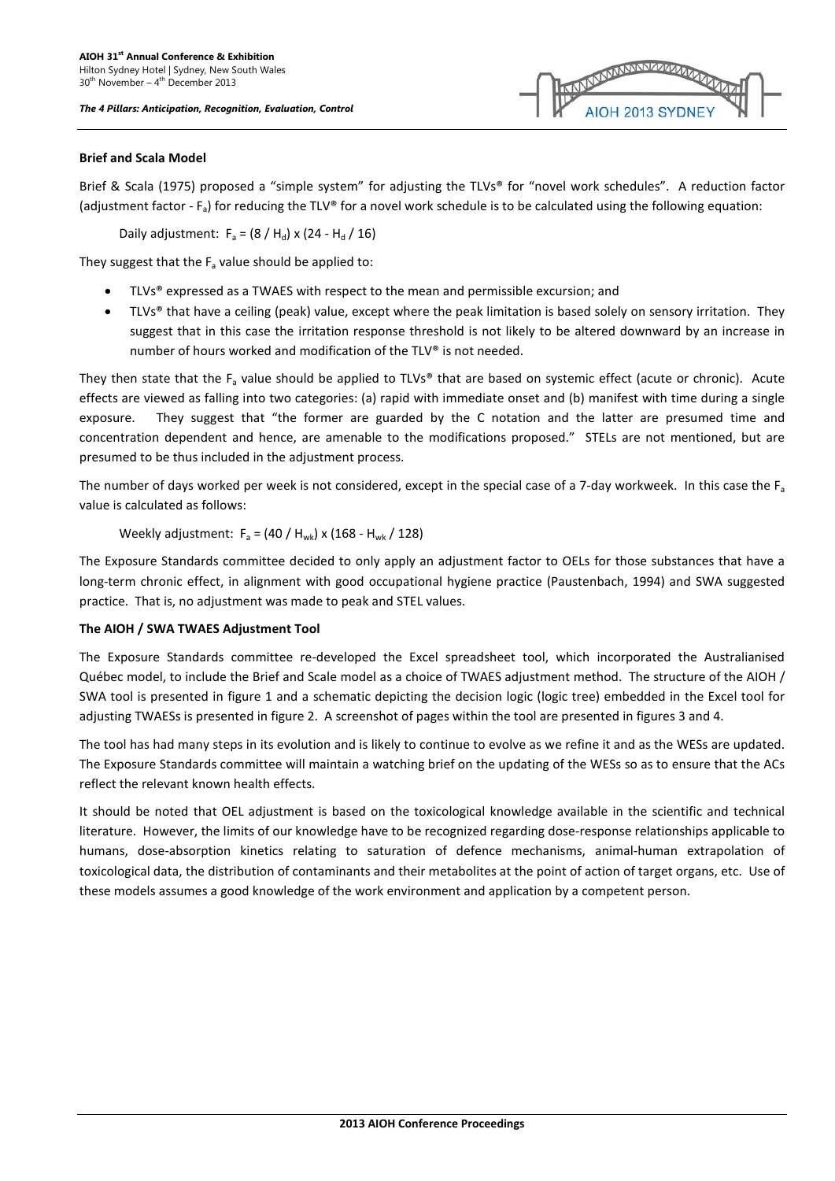**Brief and Scala Model**

Brief & Scala (1975) proposed a "simple system" for adjusting the TLVs® for "novel work schedules". A reduction factor (adjustment factor - $F_a$) for reducing the TLV® for a novel work schedule is to be calculated using the following equation:

Daily adjustment: $F_a = (8 / H_d) \times (24 - H_d / 16)$

They suggest that the $F_a$ value should be applied to:

- TLVs® expressed as a TWAES with respect to the mean and permissible excursion; and
- TLVs® that have a ceiling (peak) value, except where the peak limitation is based solely on sensory irritation. They suggest that in this case the irritation response threshold is not likely to be altered downward by an increase in number of hours worked and modification of the TLV® is not needed.

They then state that the $F_a$ value should be applied to TLVs® that are based on systemic effect (acute or chronic). Acute effects are viewed as falling into two categories: (a) rapid with immediate onset and (b) manifest with time during a single exposure. They suggest that "the former are guarded by the C notation and the latter are presumed time and concentration dependent and hence, are amenable to the modifications proposed." STELs are not mentioned, but are presumed to be thus included in the adjustment process.

The number of days worked per week is not considered, except in the special case of a 7-day workweek. In this case the $F_a$ value is calculated as follows:

Weekly adjustment: $F_a = (40 / H_{wk}) \times (168 - H_{wk} / 128)$

The Exposure Standards committee decided to only apply an adjustment factor to OELs for those substances that have a long-term chronic effect, in alignment with good occupational hygiene practice (Paustenbach, 1994) and SWA suggested practice. That is, no adjustment was made to peak and STEL values.

**The AIOH / SWA TWAES Adjustment Tool**

The Exposure Standards committee re-developed the Excel spreadsheet tool, which incorporated the Australianised Québec model, to include the Brief and Scale model as a choice of TWAES adjustment method. The structure of the AIOH / SWA tool is presented in figure 1 and a schematic depicting the decision logic (logic tree) embedded in the Excel tool for adjusting TWAESs is presented in figure 2. A screenshot of pages within the tool are presented in figures 3 and 4.

The tool has had many steps in its evolution and is likely to continue to evolve as we refine it and as the WESs are updated. The Exposure Standards committee will maintain a watching brief on the updating of the WESs so as to ensure that the ACs reflect the relevant known health effects.

It should be noted that OEL adjustment is based on the toxicological knowledge available in the scientific and technical literature. However, the limits of our knowledge have to be recognized regarding dose-response relationships applicable to humans, dose-absorption kinetics relating to saturation of defence mechanisms, animal-human extrapolation of toxicological data, the distribution of contaminants and their metabolites at the point of action of target organs, etc. Use of these models assumes a good knowledge of the work environment and application by a competent person.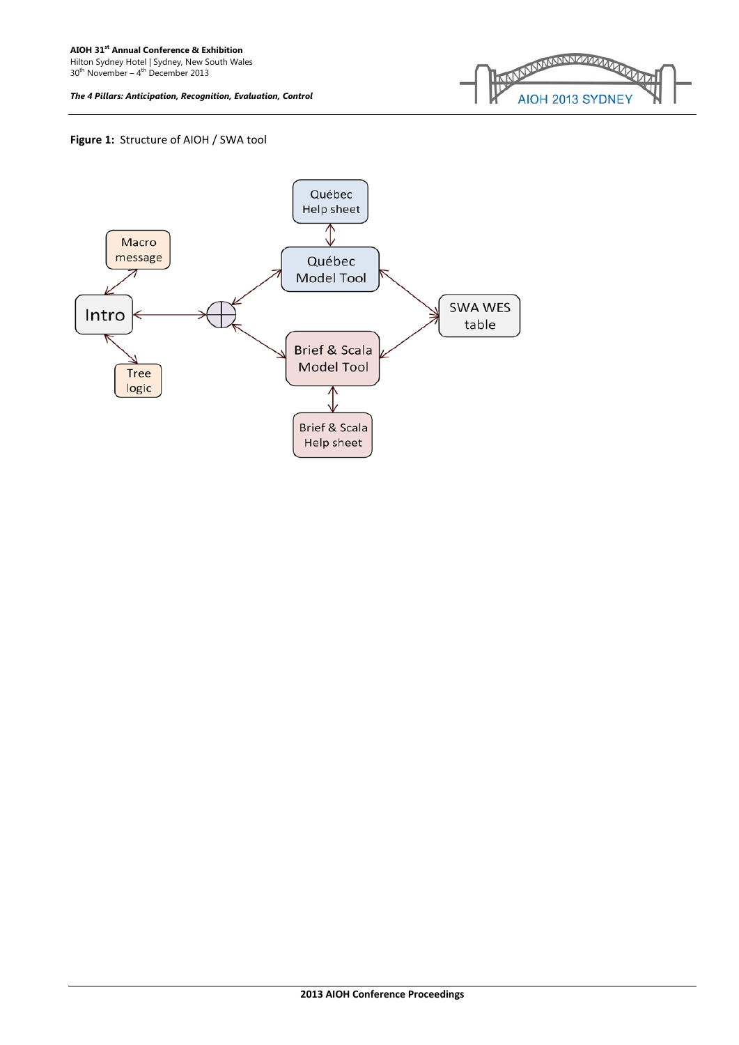**Figure 1:** Structure of AIOH / SWA tool

Québec Help sheet

Macro message

Québec Model Tool

Intro

SWA WES table

Brief & Scala Model Tool

Tree logic

Brief & Scala Help sheet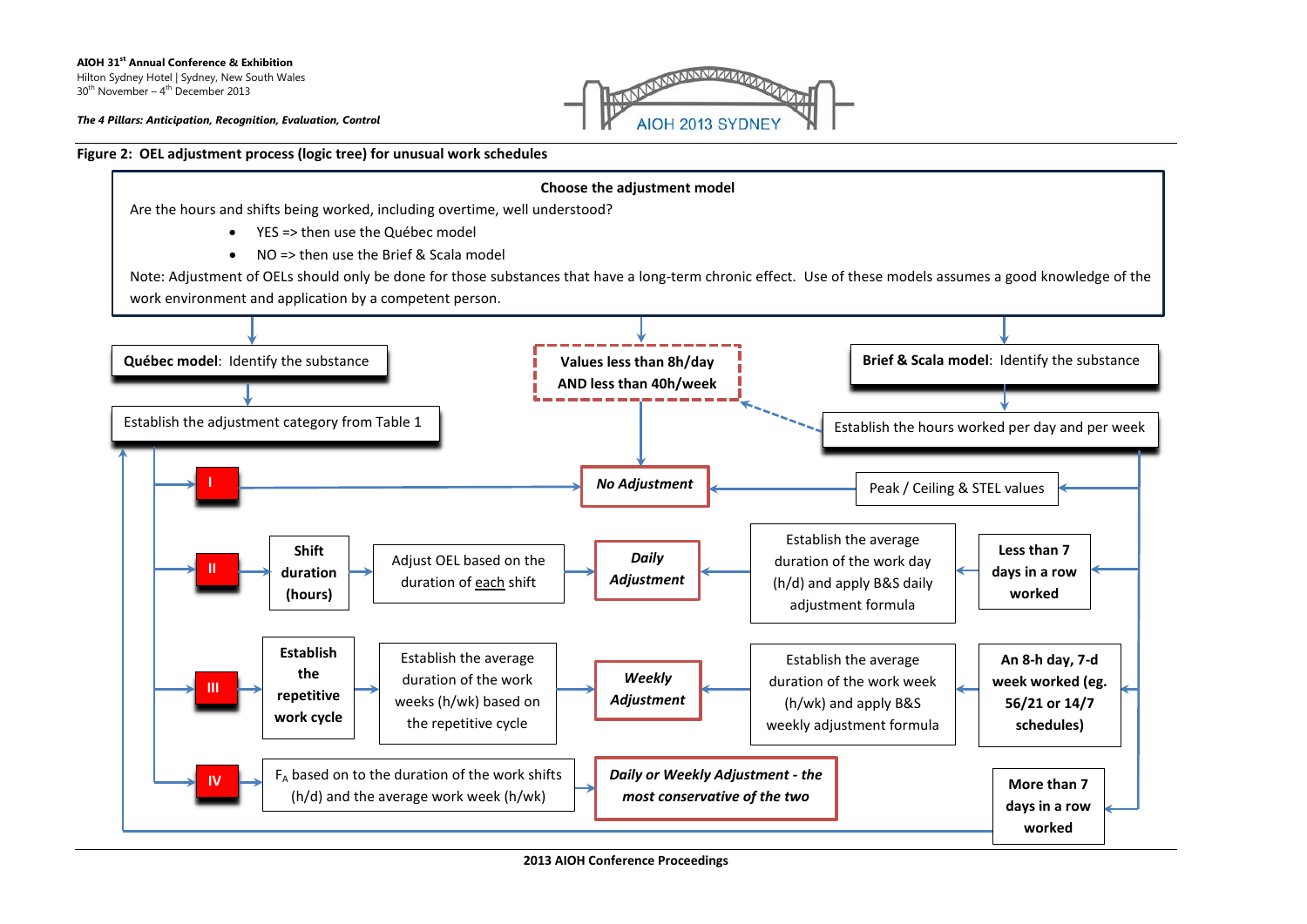**Figure 2: OEL adjustment process (logic tree) for unusual work schedules**

**Choose the adjustment model**

Are the hours and shifts being worked, including overtime, well understood?

- YES => then use the Québec model
- NO => then use the Brief & Scala model

Note: Adjustment of OELs should only be done for those substances that have a long-term chronic effect. Use of these models assumes a good knowledge of the work environment and application by a competent person.

**Québec model**: Identify the substance

Establish the adjustment category from Table 1

**Values less than 8h/day AND less than 40h/week**

**Brief & Scala model**: Identify the substance

Establish the hours worked per day and per week

I

*No Adjustment*

Peak / Ceiling & STEL values

II

Shift duration (hours)

Adjust OEL based on the duration of each shift

*Daily Adjustment*

Establish the average duration of the work day (h/d) and apply B&S daily adjustment formula

Less than 7 days in a row worked

III

Establish the repetitive work cycle

Establish the average duration of the work weeks (h/wk) based on the repetitive cycle

*Weekly Adjustment*

Establish the average duration of the work week (h/wk) and apply B&S weekly adjustment formula

An 8-h day, 7-d week worked (eg. 56/21 or 14/7 schedules)

IV

$F_A$ based on to the duration of the work shifts (h/d) and the average work week (h/wk)

*Daily or Weekly Adjustment - the most conservative of the two*

More than 7 days in a row worked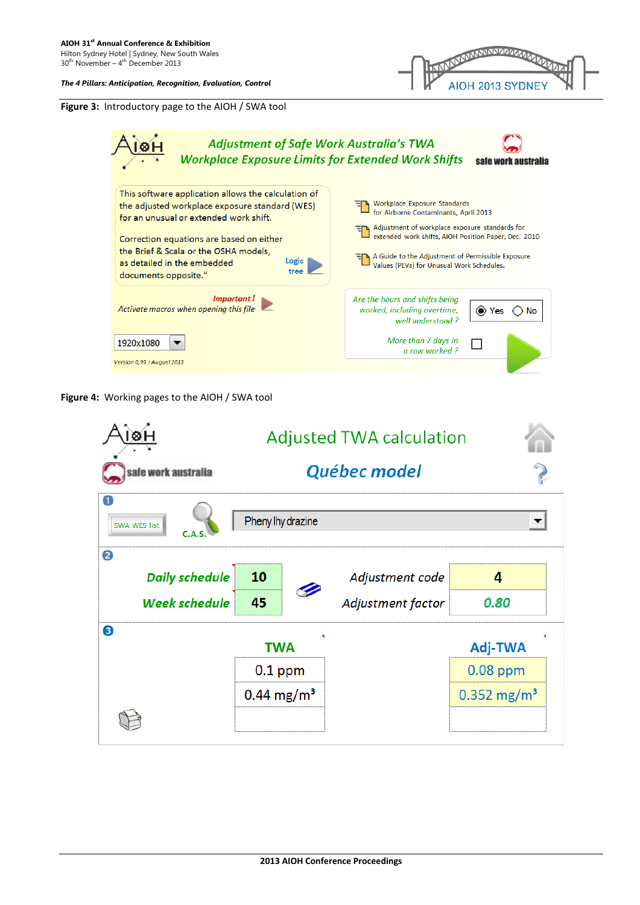**Figure 3:** Introductory page to the AIOH / SWA tool

*Adjustment of Safe Work Australia's TWA Workplace Exposure Limits for Extended Work Shifts*

safe work australia

This software application allows the calculation of the adjusted workplace exposure standard (WES) for an unusual or extended work shift.

Correction equations are based on either the Brief & Scala or the OSHA models, as detailed in the embedded documents opposite."

Logic tree

Workplace Exposure Standards for Airborne Contaminants, April 2013

Adjustment of workplace exposure standards for extended work shifts, AIOH Position Paper, Dec. 2010

A Guide to the Adjustment of Permissible Exposure Values (PEVs) for Unusual Work Schedules.

*Important !*

*Activate macros when opening this file*

*Are the hours and shifts being worked, including overtime, well understood ?*

Yes No

*More than 7 days in a row worked ?*

1920x1080

*Version 0,99 : August 2013*

**Figure 4:** Working pages to the AIOH / SWA tool

Adjusted TWA calculation

safe work australia

*Québec model*

1

SWA WES list

C.A.S.

Phenylhydrazine

2

| | | | |
|---|---|---|---|
| *Daily schedule* | 10 | *Adjustment code* | 4 |
| *Week schedule* | 45 | *Adjustment factor* | 0.80 |

3

| TWA | Adj-TWA |
|---|---|
| 0.1 ppm | 0.08 ppm |
| 0.44 mg/m³ | 0.352 mg/m³ |
| | |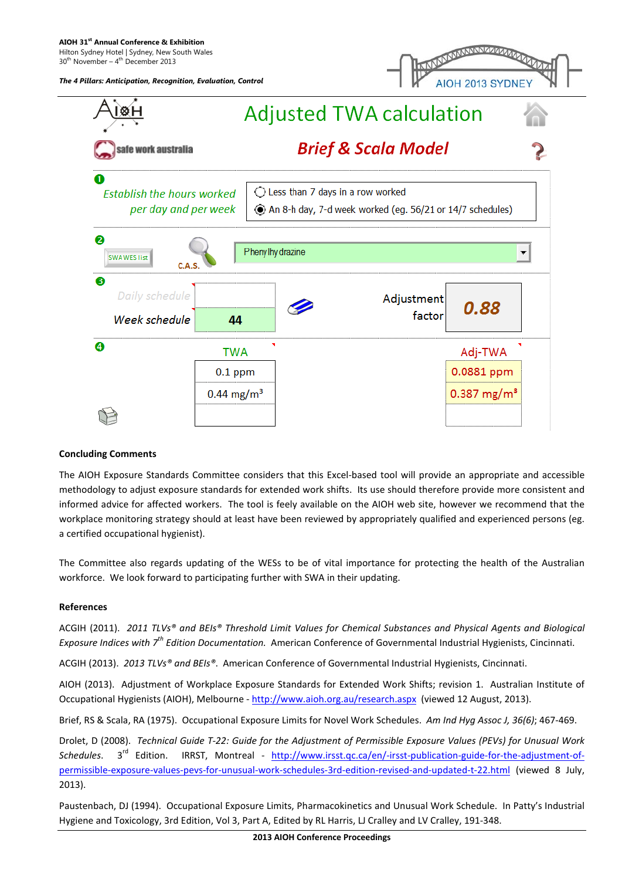# Adjusted TWA calculation

## Brief & Scala Model

1 Establish the hours worked per day and per week

- Less than 7 days in a row worked
- An 8-h day, 7-d week worked (eg. 56/21 or 14/7 schedules)

2 SWA WES list — C.A.S. — Phenylhydrazine

3 Daily schedule

Week schedule: 44

Adjustment factor: 0.88

4

| TWA | Adj-TWA |
|---|---|
| 0.1 ppm | 0.0881 ppm |
| 0.44 mg/m³ | 0.387 mg/m³ |

**Concluding Comments**

The AIOH Exposure Standards Committee considers that this Excel-based tool will provide an appropriate and accessible methodology to adjust exposure standards for extended work shifts. Its use should therefore provide more consistent and informed advice for affected workers. The tool is feely available on the AIOH web site, however we recommend that the workplace monitoring strategy should at least have been reviewed by appropriately qualified and experienced persons (eg. a certified occupational hygienist).

The Committee also regards updating of the WESs to be of vital importance for protecting the health of the Australian workforce. We look forward to participating further with SWA in their updating.

**References**

ACGIH (2011). *2011 TLVs® and BEIs® Threshold Limit Values for Chemical Substances and Physical Agents and Biological Exposure Indices with 7th Edition Documentation.* American Conference of Governmental Industrial Hygienists, Cincinnati.

ACGIH (2013). *2013 TLVs® and BEIs®.* American Conference of Governmental Industrial Hygienists, Cincinnati.

AIOH (2013). Adjustment of Workplace Exposure Standards for Extended Work Shifts; revision 1. Australian Institute of Occupational Hygienists (AIOH), Melbourne - http://www.aioh.org.au/research.aspx (viewed 12 August, 2013).

Brief, RS & Scala, RA (1975). Occupational Exposure Limits for Novel Work Schedules. *Am Ind Hyg Assoc J, 36(6)*; 467-469.

Drolet, D (2008). *Technical Guide T-22: Guide for the Adjustment of Permissible Exposure Values (PEVs) for Unusual Work Schedules.* 3rd Edition. IRRST, Montreal - http://www.irsst.qc.ca/en/-irsst-publication-guide-for-the-adjustment-of-permissible-exposure-values-pevs-for-unusual-work-schedules-3rd-edition-revised-and-updated-t-22.html (viewed 8 July, 2013).

Paustenbach, DJ (1994). Occupational Exposure Limits, Pharmacokinetics and Unusual Work Schedule. In Patty's Industrial Hygiene and Toxicology, 3rd Edition, Vol 3, Part A, Edited by RL Harris, LJ Cralley and LV Cralley, 191-348.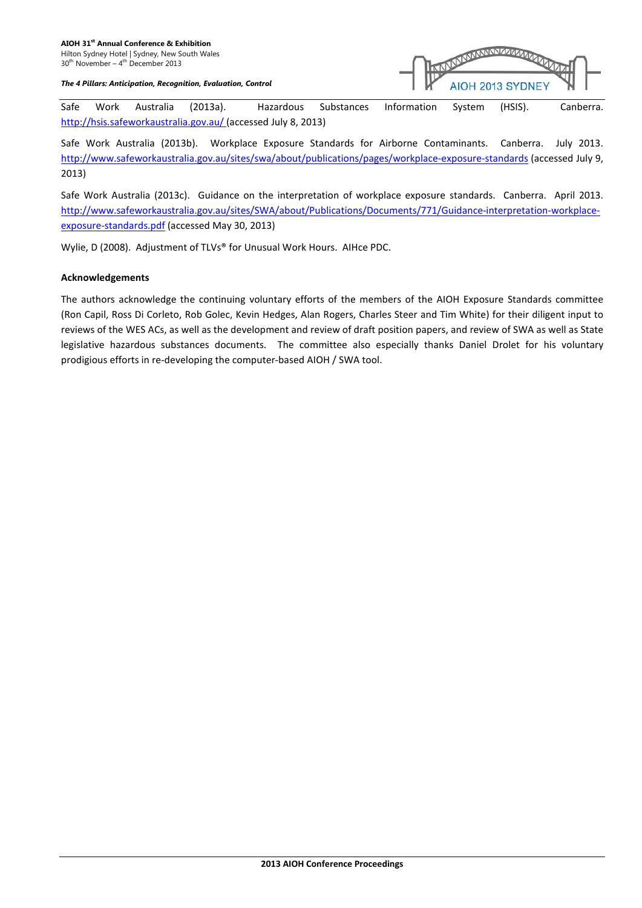Safe Work Australia (2013a). Hazardous Substances Information System (HSIS). Canberra. http://hsis.safeworkaustralia.gov.au/ (accessed July 8, 2013)

Safe Work Australia (2013b). Workplace Exposure Standards for Airborne Contaminants. Canberra. July 2013. http://www.safeworkaustralia.gov.au/sites/swa/about/publications/pages/workplace-exposure-standards (accessed July 9, 2013)

Safe Work Australia (2013c). Guidance on the interpretation of workplace exposure standards. Canberra. April 2013. http://www.safeworkaustralia.gov.au/sites/SWA/about/Publications/Documents/771/Guidance-interpretation-workplace-exposure-standards.pdf (accessed May 30, 2013)

Wylie, D (2008). Adjustment of TLVs® for Unusual Work Hours. AIHce PDC.

**Acknowledgements**

The authors acknowledge the continuing voluntary efforts of the members of the AIOH Exposure Standards committee (Ron Capil, Ross Di Corleto, Rob Golec, Kevin Hedges, Alan Rogers, Charles Steer and Tim White) for their diligent input to reviews of the WES ACs, as well as the development and review of draft position papers, and review of SWA as well as State legislative hazardous substances documents. The committee also especially thanks Daniel Drolet for his voluntary prodigious efforts in re-developing the computer-based AIOH / SWA tool.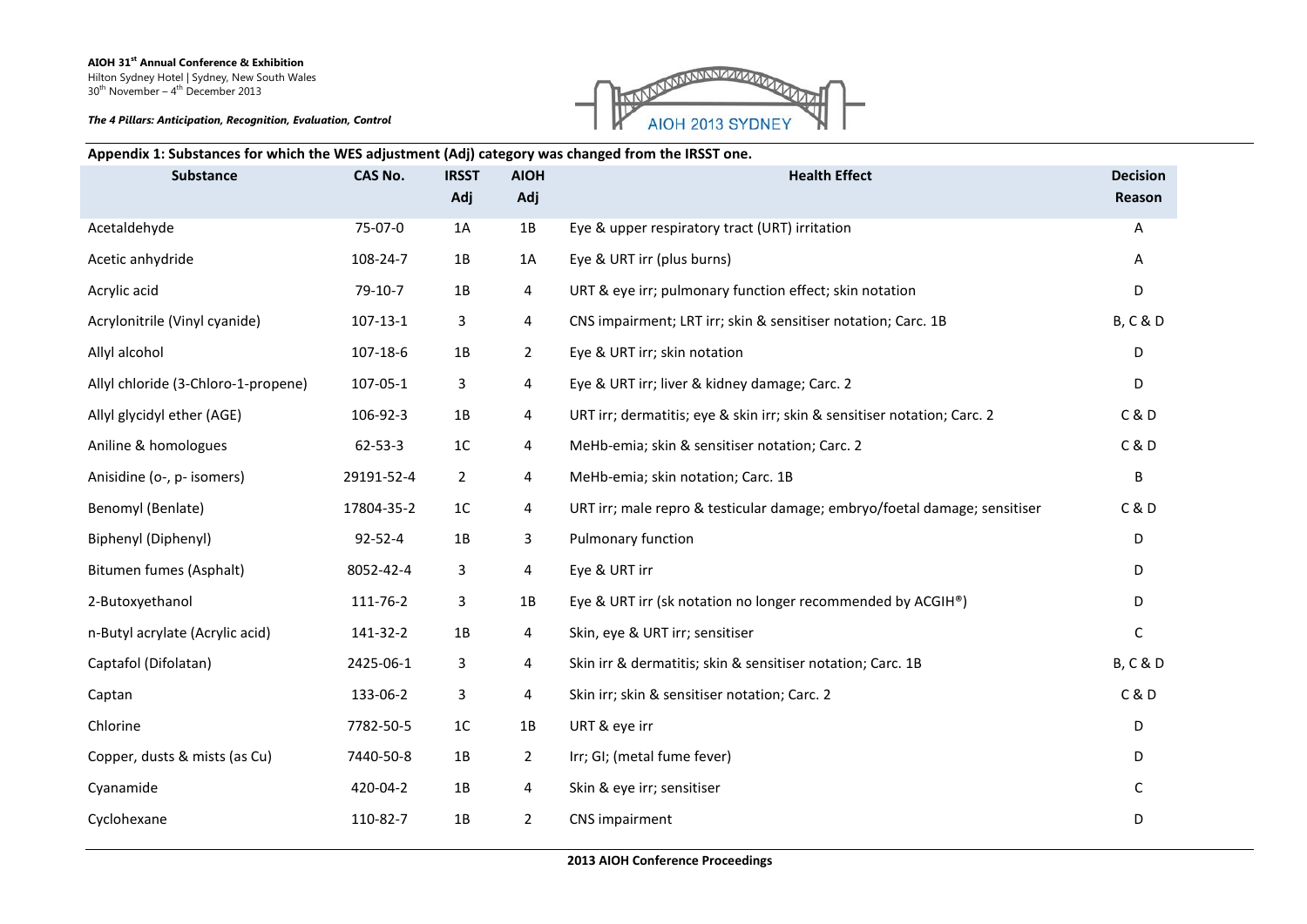**Appendix 1: Substances for which the WES adjustment (Adj) category was changed from the IRSST one.**

| Substance | CAS No. | IRSST Adj | AIOH Adj | Health Effect | Decision Reason |
|---|---|---|---|---|---|
| Acetaldehyde | 75-07-0 | 1A | 1B | Eye & upper respiratory tract (URT) irritation | A |
| Acetic anhydride | 108-24-7 | 1B | 1A | Eye & URT irr (plus burns) | A |
| Acrylic acid | 79-10-7 | 1B | 4 | URT & eye irr; pulmonary function effect; skin notation | D |
| Acrylonitrile (Vinyl cyanide) | 107-13-1 | 3 | 4 | CNS impairment; LRT irr; skin & sensitiser notation; Carc. 1B | B, C & D |
| Allyl alcohol | 107-18-6 | 1B | 2 | Eye & URT irr; skin notation | D |
| Allyl chloride (3-Chloro-1-propene) | 107-05-1 | 3 | 4 | Eye & URT irr; liver & kidney damage; Carc. 2 | D |
| Allyl glycidyl ether (AGE) | 106-92-3 | 1B | 4 | URT irr; dermatitis; eye & skin irr; skin & sensitiser notation; Carc. 2 | C & D |
| Aniline & homologues | 62-53-3 | 1C | 4 | MeHb-emia; skin & sensitiser notation; Carc. 2 | C & D |
| Anisidine (o-, p- isomers) | 29191-52-4 | 2 | 4 | MeHb-emia; skin notation; Carc. 1B | B |
| Benomyl (Benlate) | 17804-35-2 | 1C | 4 | URT irr; male repro & testicular damage; embryo/foetal damage; sensitiser | C & D |
| Biphenyl (Diphenyl) | 92-52-4 | 1B | 3 | Pulmonary function | D |
| Bitumen fumes (Asphalt) | 8052-42-4 | 3 | 4 | Eye & URT irr | D |
| 2-Butoxyethanol | 111-76-2 | 3 | 1B | Eye & URT irr (sk notation no longer recommended by ACGIH®) | D |
| n-Butyl acrylate (Acrylic acid) | 141-32-2 | 1B | 4 | Skin, eye & URT irr; sensitiser | C |
| Captafol (Difolatan) | 2425-06-1 | 3 | 4 | Skin irr & dermatitis; skin & sensitiser notation; Carc. 1B | B, C & D |
| Captan | 133-06-2 | 3 | 4 | Skin irr; skin & sensitiser notation; Carc. 2 | C & D |
| Chlorine | 7782-50-5 | 1C | 1B | URT & eye irr | D |
| Copper, dusts & mists (as Cu) | 7440-50-8 | 1B | 2 | Irr; GI; (metal fume fever) | D |
| Cyanamide | 420-04-2 | 1B | 4 | Skin & eye irr; sensitiser | C |
| Cyclohexane | 110-82-7 | 1B | 2 | CNS impairment | D |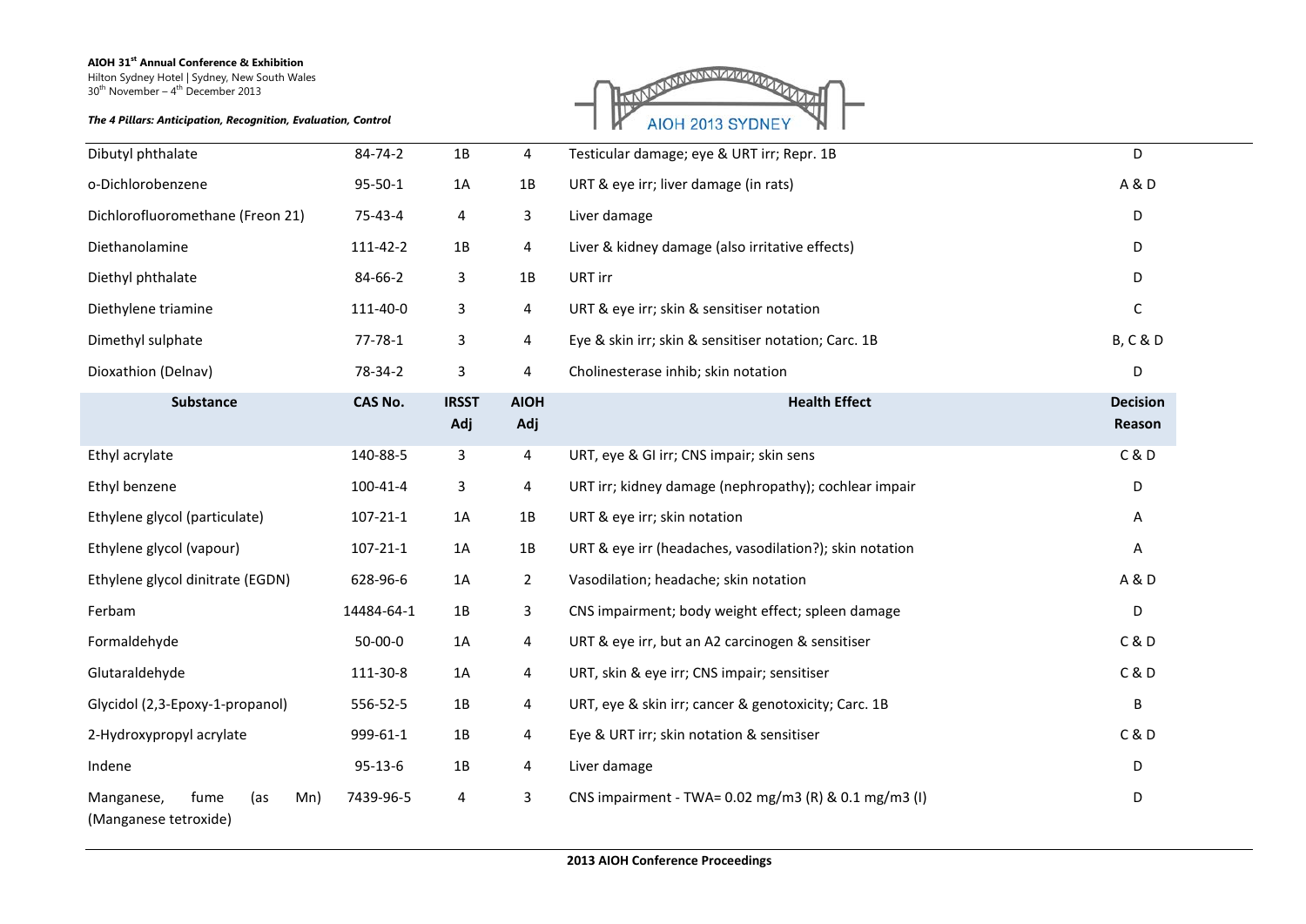| Substance | CAS No. | IRSST Adj | AIOH Adj | Health Effect | Decision Reason |
|---|---|---|---|---|---|
| Dibutyl phthalate | 84-74-2 | 1B | 4 | Testicular damage; eye & URT irr; Repr. 1B | D |
| o-Dichlorobenzene | 95-50-1 | 1A | 1B | URT & eye irr; liver damage (in rats) | A & D |
| Dichlorofluoromethane (Freon 21) | 75-43-4 | 4 | 3 | Liver damage | D |
| Diethanolamine | 111-42-2 | 1B | 4 | Liver & kidney damage (also irritative effects) | D |
| Diethyl phthalate | 84-66-2 | 3 | 1B | URT irr | D |
| Diethylene triamine | 111-40-0 | 3 | 4 | URT & eye irr; skin & sensitiser notation | C |
| Dimethyl sulphate | 77-78-1 | 3 | 4 | Eye & skin irr; skin & sensitiser notation; Carc. 1B | B, C & D |
| Dioxathion (Delnav) | 78-34-2 | 3 | 4 | Cholinesterase inhib; skin notation | D |
| Ethyl acrylate | 140-88-5 | 3 | 4 | URT, eye & GI irr; CNS impair; skin sens | C & D |
| Ethyl benzene | 100-41-4 | 3 | 4 | URT irr; kidney damage (nephropathy); cochlear impair | D |
| Ethylene glycol (particulate) | 107-21-1 | 1A | 1B | URT & eye irr; skin notation | A |
| Ethylene glycol (vapour) | 107-21-1 | 1A | 1B | URT & eye irr (headaches, vasodilation?); skin notation | A |
| Ethylene glycol dinitrate (EGDN) | 628-96-6 | 1A | 2 | Vasodilation; headache; skin notation | A & D |
| Ferbam | 14484-64-1 | 1B | 3 | CNS impairment; body weight effect; spleen damage | D |
| Formaldehyde | 50-00-0 | 1A | 4 | URT & eye irr, but an A2 carcinogen & sensitiser | C & D |
| Glutaraldehyde | 111-30-8 | 1A | 4 | URT, skin & eye irr; CNS impair; sensitiser | C & D |
| Glycidol (2,3-Epoxy-1-propanol) | 556-52-5 | 1B | 4 | URT, eye & skin irr; cancer & genotoxicity; Carc. 1B | B |
| 2-Hydroxypropyl acrylate | 999-61-1 | 1B | 4 | Eye & URT irr; skin notation & sensitiser | C & D |
| Indene | 95-13-6 | 1B | 4 | Liver damage | D |
| Manganese, fume (as Mn) (Manganese tetroxide) | 7439-96-5 | 4 | 3 | CNS impairment - TWA= 0.02 mg/m3 (R) & 0.1 mg/m3 (I) | D |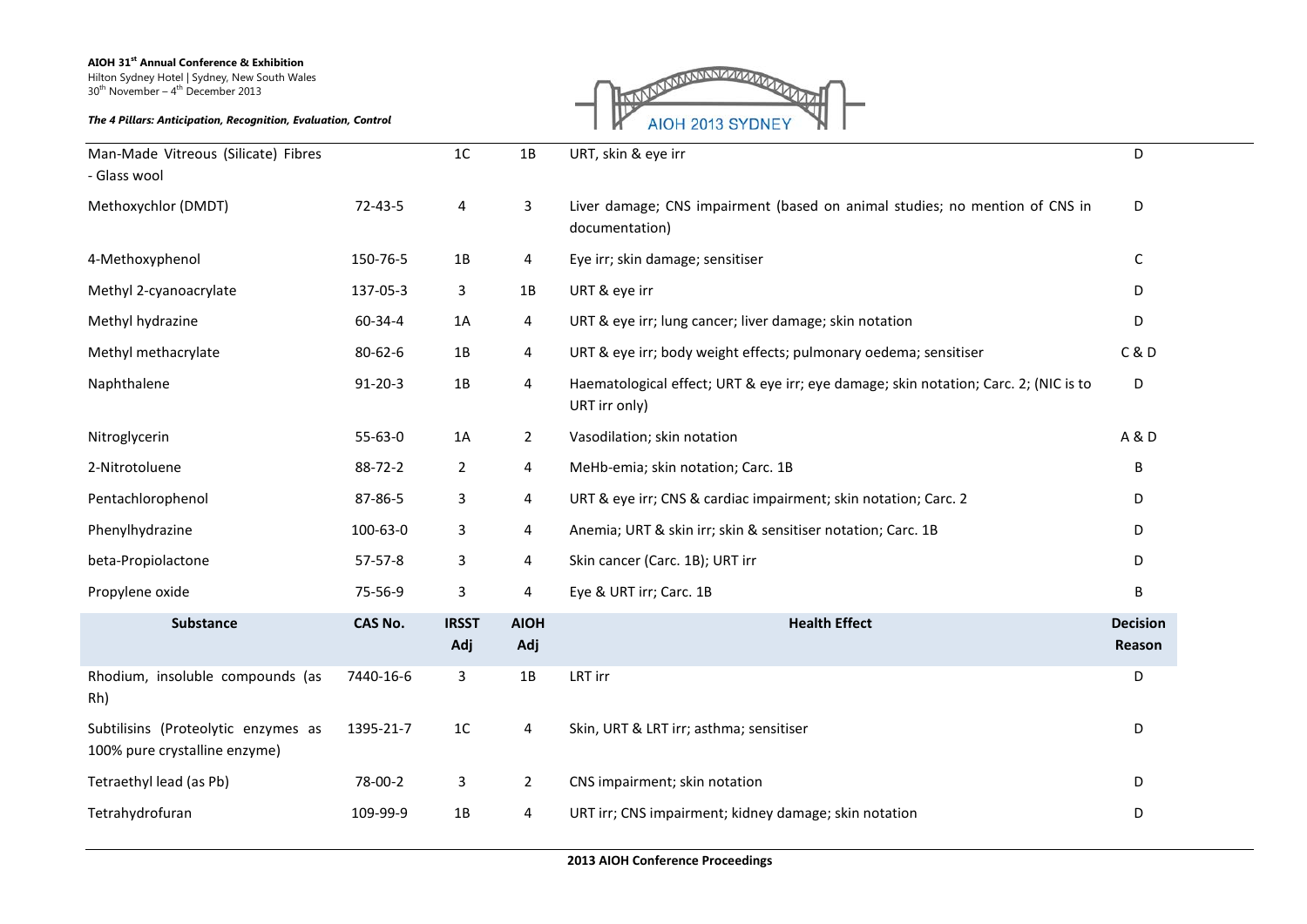| Substance | CAS No. | IRSST Adj | AIOH Adj | Health Effect | Decision Reason |
|---|---|---|---|---|---|
| Man-Made Vitreous (Silicate) Fibres - Glass wool | | 1C | 1B | URT, skin & eye irr | D |
| Methoxychlor (DMDT) | 72-43-5 | 4 | 3 | Liver damage; CNS impairment (based on animal studies; no mention of CNS in documentation) | D |
| 4-Methoxyphenol | 150-76-5 | 1B | 4 | Eye irr; skin damage; sensitiser | C |
| Methyl 2-cyanoacrylate | 137-05-3 | 3 | 1B | URT & eye irr | D |
| Methyl hydrazine | 60-34-4 | 1A | 4 | URT & eye irr; lung cancer; liver damage; skin notation | D |
| Methyl methacrylate | 80-62-6 | 1B | 4 | URT & eye irr; body weight effects; pulmonary oedema; sensitiser | C & D |
| Naphthalene | 91-20-3 | 1B | 4 | Haematological effect; URT & eye irr; eye damage; skin notation; Carc. 2; (NIC is to URT irr only) | D |
| Nitroglycerin | 55-63-0 | 1A | 2 | Vasodilation; skin notation | A & D |
| 2-Nitrotoluene | 88-72-2 | 2 | 4 | MeHb-emia; skin notation; Carc. 1B | B |
| Pentachlorophenol | 87-86-5 | 3 | 4 | URT & eye irr; CNS & cardiac impairment; skin notation; Carc. 2 | D |
| Phenylhydrazine | 100-63-0 | 3 | 4 | Anemia; URT & skin irr; skin & sensitiser notation; Carc. 1B | D |
| beta-Propiolactone | 57-57-8 | 3 | 4 | Skin cancer (Carc. 1B); URT irr | D |
| Propylene oxide | 75-56-9 | 3 | 4 | Eye & URT irr; Carc. 1B | B |
| Rhodium, insoluble compounds (as Rh) | 7440-16-6 | 3 | 1B | LRT irr | D |
| Subtilisins (Proteolytic enzymes as 100% pure crystalline enzyme) | 1395-21-7 | 1C | 4 | Skin, URT & LRT irr; asthma; sensitiser | D |
| Tetraethyl lead (as Pb) | 78-00-2 | 3 | 2 | CNS impairment; skin notation | D |
| Tetrahydrofuran | 109-99-9 | 1B | 4 | URT irr; CNS impairment; kidney damage; skin notation | D |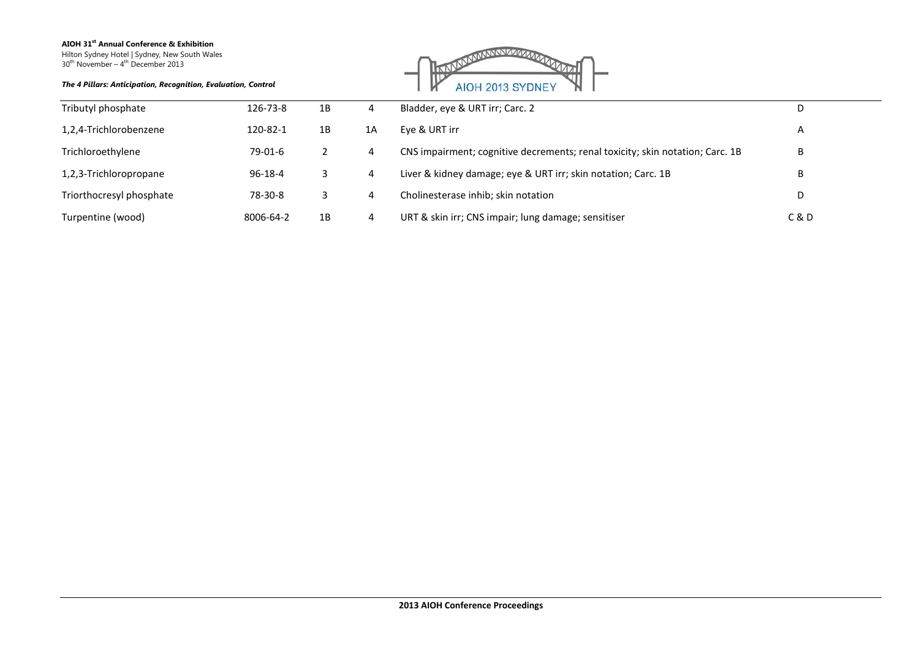| | | | | | |
|---|---|---|---|---|---|
| Tributyl phosphate | 126-73-8 | 1B | 4 | Bladder, eye & URT irr; Carc. 2 | D |
| 1,2,4-Trichlorobenzene | 120-82-1 | 1B | 1A | Eye & URT irr | A |
| Trichloroethylene | 79-01-6 | 2 | 4 | CNS impairment; cognitive decrements; renal toxicity; skin notation; Carc. 1B | B |
| 1,2,3-Trichloropropane | 96-18-4 | 3 | 4 | Liver & kidney damage; eye & URT irr; skin notation; Carc. 1B | B |
| Triorthocresyl phosphate | 78-30-8 | 3 | 4 | Cholinesterase inhib; skin notation | D |
| Turpentine (wood) | 8006-64-2 | 1B | 4 | URT & skin irr; CNS impair; lung damage; sensitiser | C & D |